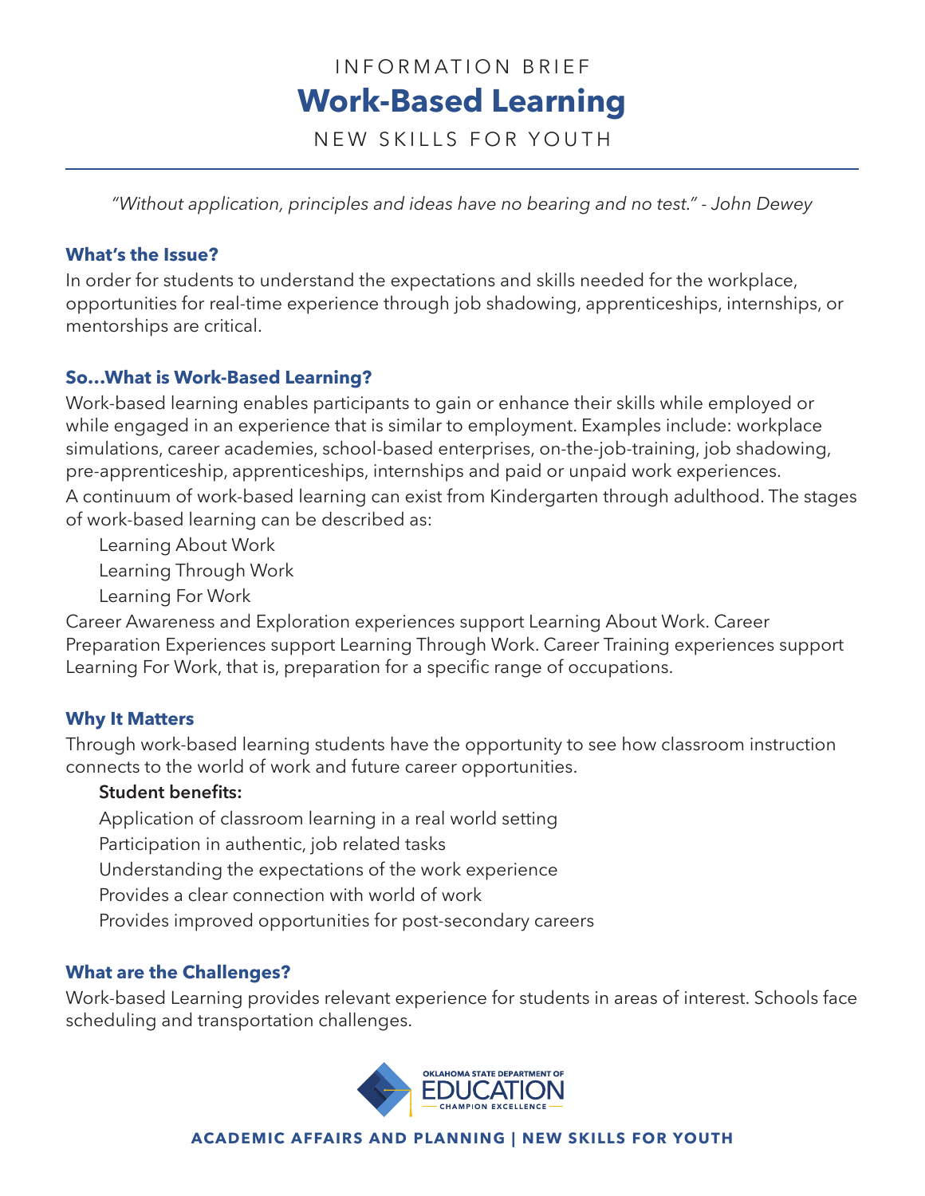INFORMATION BRIEF

# Work-Based Learning

NEW SKILLS FOR YOUTH

*"Without application, principles and ideas have no bearing and no test." - John Dewey*

### What's the Issue?

In order for students to understand the expectations and skills needed for the workplace, opportunities for real-time experience through job shadowing, apprenticeships, internships, or mentorships are critical.

### So…What is Work-Based Learning?

Work-based learning enables participants to gain or enhance their skills while employed or while engaged in an experience that is similar to employment. Examples include: workplace simulations, career academies, school-based enterprises, on-the-job-training, job shadowing, pre-apprenticeship, apprenticeships, internships and paid or unpaid work experiences.

A continuum of work-based learning can exist from Kindergarten through adulthood. The stages of work-based learning can be described as:

- Learning About Work
- Learning Through Work
- Learning For Work

Career Awareness and Exploration experiences support Learning About Work. Career Preparation Experiences support Learning Through Work. Career Training experiences support Learning For Work, that is, preparation for a specific range of occupations.

### Why It Matters

Through work-based learning students have the opportunity to see how classroom instruction connects to the world of work and future career opportunities.

**Student benefits:**

- Application of classroom learning in a real world setting
- Participation in authentic, job related tasks
- Understanding the expectations of the work experience
- Provides a clear connection with world of work
- Provides improved opportunities for post-secondary careers

### What are the Challenges?

Work-based Learning provides relevant experience for students in areas of interest. Schools face scheduling and transportation challenges.

OKLAHOMA STATE DEPARTMENT OF EDUCATION — CHAMPION EXCELLENCE

**ACADEMIC AFFAIRS AND PLANNING | NEW SKILLS FOR YOUTH**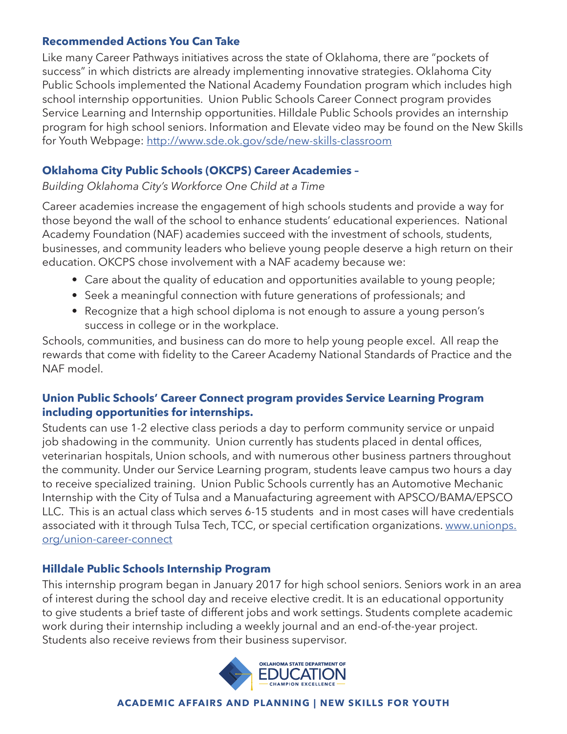### Recommended Actions You Can Take

Like many Career Pathways initiatives across the state of Oklahoma, there are "pockets of success" in which districts are already implementing innovative strategies. Oklahoma City Public Schools implemented the National Academy Foundation program which includes high school internship opportunities. Union Public Schools Career Connect program provides Service Learning and Internship opportunities. Hilldale Public Schools provides an internship program for high school seniors. Information and Elevate video may be found on the New Skills for Youth Webpage: http://www.sde.ok.gov/sde/new-skills-classroom

### Oklahoma City Public Schools (OKCPS) Career Academies –

*Building Oklahoma City's Workforce One Child at a Time*

Career academies increase the engagement of high schools students and provide a way for those beyond the wall of the school to enhance students' educational experiences. National Academy Foundation (NAF) academies succeed with the investment of schools, students, businesses, and community leaders who believe young people deserve a high return on their education. OKCPS chose involvement with a NAF academy because we:

- Care about the quality of education and opportunities available to young people;
- Seek a meaningful connection with future generations of professionals; and
- Recognize that a high school diploma is not enough to assure a young person's success in college or in the workplace.

Schools, communities, and business can do more to help young people excel. All reap the rewards that come with fidelity to the Career Academy National Standards of Practice and the NAF model.

### Union Public Schools' Career Connect program provides Service Learning Program including opportunities for internships.

Students can use 1-2 elective class periods a day to perform community service or unpaid job shadowing in the community. Union currently has students placed in dental offices, veterinarian hospitals, Union schools, and with numerous other business partners throughout the community. Under our Service Learning program, students leave campus two hours a day to receive specialized training. Union Public Schools currently has an Automotive Mechanic Internship with the City of Tulsa and a Manuafacturing agreement with APSCO/BAMA/EPSCO LLC. This is an actual class which serves 6-15 students and in most cases will have credentials associated with it through Tulsa Tech, TCC, or special certification organizations. www.unionps.org/union-career-connect

### Hilldale Public Schools Internship Program

This internship program began in January 2017 for high school seniors. Seniors work in an area of interest during the school day and receive elective credit. It is an educational opportunity to give students a brief taste of different jobs and work settings. Students complete academic work during their internship including a weekly journal and an end-of-the-year project. Students also receive reviews from their business supervisor.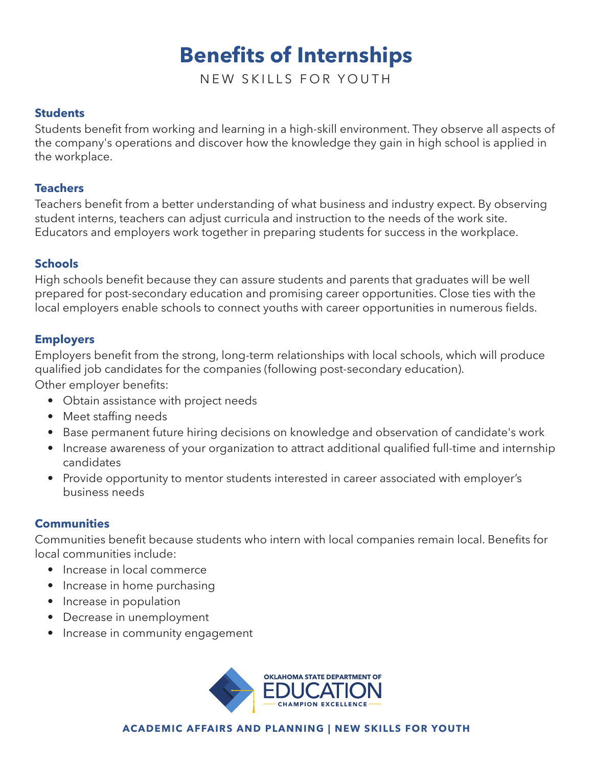# Benefits of Internships

NEW SKILLS FOR YOUTH

### Students

Students benefit from working and learning in a high-skill environment. They observe all aspects of the company's operations and discover how the knowledge they gain in high school is applied in the workplace.

### Teachers

Teachers benefit from a better understanding of what business and industry expect. By observing student interns, teachers can adjust curricula and instruction to the needs of the work site. Educators and employers work together in preparing students for success in the workplace.

### Schools

High schools benefit because they can assure students and parents that graduates will be well prepared for post-secondary education and promising career opportunities. Close ties with the local employers enable schools to connect youths with career opportunities in numerous fields.

### Employers

Employers benefit from the strong, long-term relationships with local schools, which will produce qualified job candidates for the companies (following post-secondary education).

Other employer benefits:

- Obtain assistance with project needs
- Meet staffing needs
- Base permanent future hiring decisions on knowledge and observation of candidate's work
- Increase awareness of your organization to attract additional qualified full-time and internship candidates
- Provide opportunity to mentor students interested in career associated with employer's business needs

### Communities

Communities benefit because students who intern with local companies remain local. Benefits for local communities include:

- Increase in local commerce
- Increase in home purchasing
- Increase in population
- Decrease in unemployment
- Increase in community engagement

OKLAHOMA STATE DEPARTMENT OF EDUCATION — CHAMPION EXCELLENCE

ACADEMIC AFFAIRS AND PLANNING | NEW SKILLS FOR YOUTH